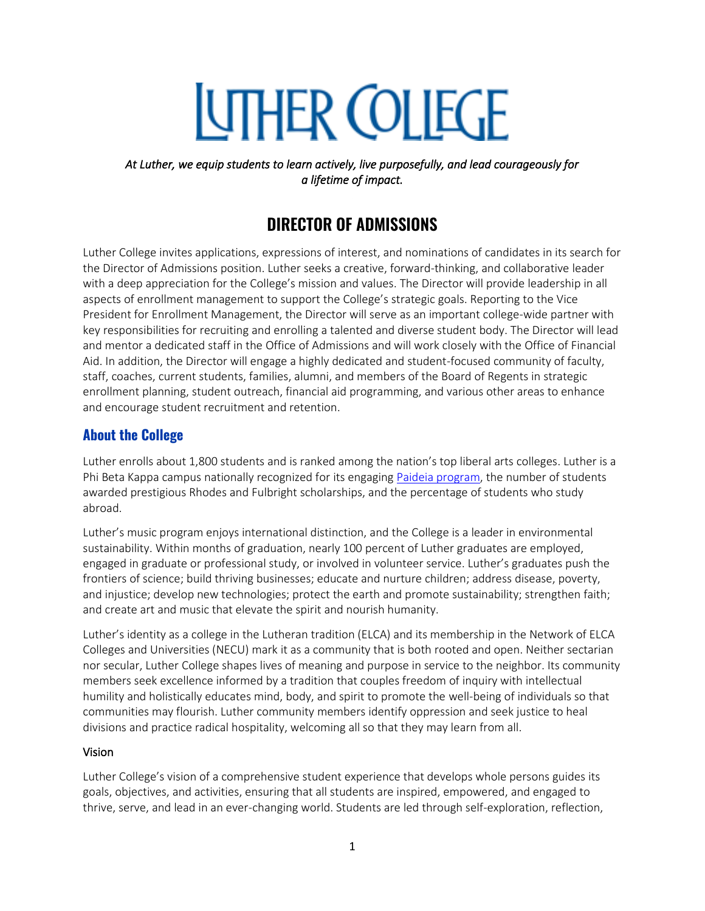# LUTHER COLLEGE

*At Luther, we equip students to learn actively, live purposefully, and lead courageously for a lifetime of impact.*

# DIRECTOR OF ADMISSIONS

Luther College invites applications, expressions of interest, and nominations of candidates in its search for the Director of Admissions position. Luther seeks a creative, forward-thinking, and collaborative leader with a deep appreciation for the College's mission and values. The Director will provide leadership in all aspects of enrollment management to support the College's strategic goals. Reporting to the Vice President for Enrollment Management, the Director will serve as an important college-wide partner with key responsibilities for recruiting and enrolling a talented and diverse student body. The Director will lead and mentor a dedicated staff in the Office of Admissions and will work closely with the Office of Financial Aid. In addition, the Director will engage a highly dedicated and student-focused community of faculty, staff, coaches, current students, families, alumni, and members of the Board of Regents in strategic enrollment planning, student outreach, financial aid programming, and various other areas to enhance and encourage student recruitment and retention.

## About the College

Luther enrolls about 1,800 students and is ranked among the nation's top liberal arts colleges. Luther is a Phi Beta Kappa campus nationally recognized for its engaging Paideia program, the number of students awarded prestigious Rhodes and Fulbright scholarships, and the percentage of students who study abroad.

Luther's music program enjoys international distinction, and the College is a leader in environmental sustainability. Within months of graduation, nearly 100 percent of Luther graduates are employed, engaged in graduate or professional study, or involved in volunteer service. Luther's graduates push the frontiers of science; build thriving businesses; educate and nurture children; address disease, poverty, and injustice; develop new technologies; protect the earth and promote sustainability; strengthen faith; and create art and music that elevate the spirit and nourish humanity.

Luther's identity as a college in the Lutheran tradition (ELCA) and its membership in the Network of ELCA Colleges and Universities (NECU) mark it as a community that is both rooted and open. Neither sectarian nor secular, Luther College shapes lives of meaning and purpose in service to the neighbor. Its community members seek excellence informed by a tradition that couples freedom of inquiry with intellectual humility and holistically educates mind, body, and spirit to promote the well-being of individuals so that communities may flourish. Luther community members identify oppression and seek justice to heal divisions and practice radical hospitality, welcoming all so that they may learn from all.

### Vision

Luther College's vision of a comprehensive student experience that develops whole persons guides its goals, objectives, and activities, ensuring that all students are inspired, empowered, and engaged to thrive, serve, and lead in an ever-changing world. Students are led through self-exploration, reflection,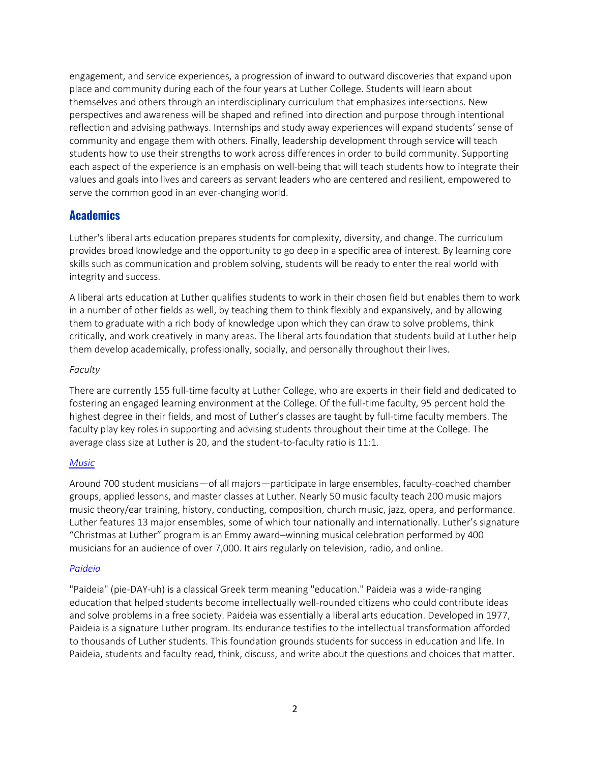engagement, and service experiences, a progression of inward to outward discoveries that expand upon place and community during each of the four years at Luther College. Students will learn about themselves and others through an interdisciplinary curriculum that emphasizes intersections. New perspectives and awareness will be shaped and refined into direction and purpose through intentional reflection and advising pathways. Internships and study away experiences will expand students' sense of community and engage them with others. Finally, leadership development through service will teach students how to use their strengths to work across differences in order to build community. Supporting each aspect of the experience is an emphasis on well-being that will teach students how to integrate their values and goals into lives and careers as servant leaders who are centered and resilient, empowered to serve the common good in an ever-changing world.

## Academics

Luther's liberal arts education prepares students for complexity, diversity, and change. The curriculum provides broad knowledge and the opportunity to go deep in a specific area of interest. By learning core skills such as communication and problem solving, students will be ready to enter the real world with integrity and success.

A liberal arts education at Luther qualifies students to work in their chosen field but enables them to work in a number of other fields as well, by teaching them to think flexibly and expansively, and by allowing them to graduate with a rich body of knowledge upon which they can draw to solve problems, think critically, and work creatively in many areas. The liberal arts foundation that students build at Luther help them develop academically, professionally, socially, and personally throughout their lives.

*Faculty*

There are currently 155 full-time faculty at Luther College, who are experts in their field and dedicated to fostering an engaged learning environment at the College. Of the full-time faculty, 95 percent hold the highest degree in their fields, and most of Luther's classes are taught by full-time faculty members. The faculty play key roles in supporting and advising students throughout their time at the College. The average class size at Luther is 20, and the student-to-faculty ratio is 11:1.

*Music*

Around 700 student musicians—of all majors—participate in large ensembles, faculty-coached chamber groups, applied lessons, and master classes at Luther. Nearly 50 music faculty teach 200 music majors music theory/ear training, history, conducting, composition, church music, jazz, opera, and performance. Luther features 13 major ensembles, some of which tour nationally and internationally. Luther's signature "Christmas at Luther" program is an Emmy award–winning musical celebration performed by 400 musicians for an audience of over 7,000. It airs regularly on television, radio, and online.

*Paideia*

"Paideia" (pie-DAY-uh) is a classical Greek term meaning "education." Paideia was a wide-ranging education that helped students become intellectually well-rounded citizens who could contribute ideas and solve problems in a free society. Paideia was essentially a liberal arts education. Developed in 1977, Paideia is a signature Luther program. Its endurance testifies to the intellectual transformation afforded to thousands of Luther students. This foundation grounds students for success in education and life. In Paideia, students and faculty read, think, discuss, and write about the questions and choices that matter.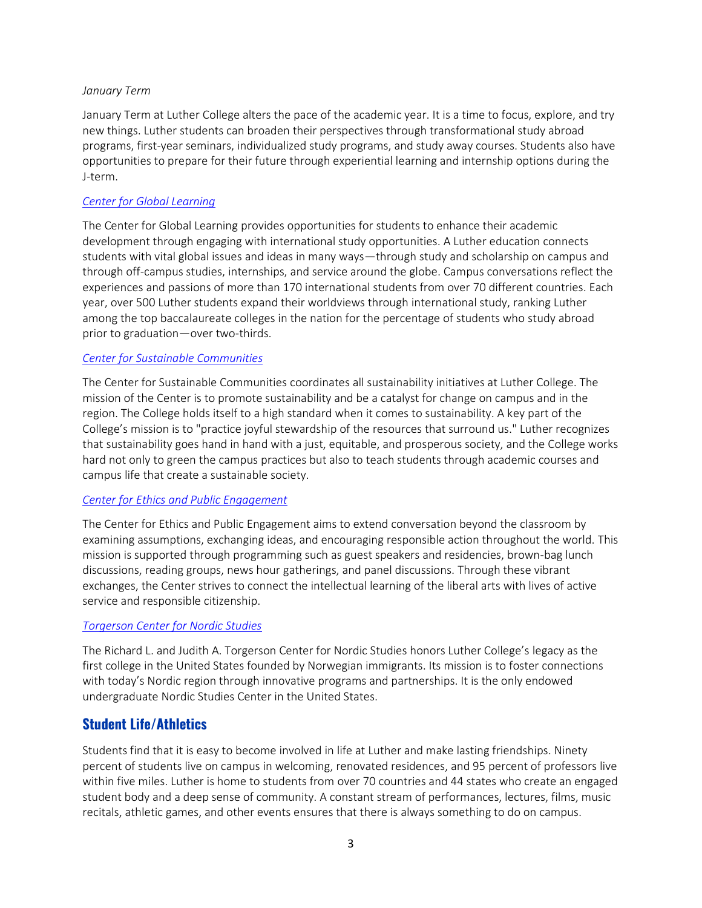*January Term*

January Term at Luther College alters the pace of the academic year. It is a time to focus, explore, and try new things. Luther students can broaden their perspectives through transformational study abroad programs, first-year seminars, individualized study programs, and study away courses. Students also have opportunities to prepare for their future through experiential learning and internship options during the J-term.

*Center for Global Learning*

The Center for Global Learning provides opportunities for students to enhance their academic development through engaging with international study opportunities. A Luther education connects students with vital global issues and ideas in many ways—through study and scholarship on campus and through off-campus studies, internships, and service around the globe. Campus conversations reflect the experiences and passions of more than 170 international students from over 70 different countries. Each year, over 500 Luther students expand their worldviews through international study, ranking Luther among the top baccalaureate colleges in the nation for the percentage of students who study abroad prior to graduation—over two-thirds.

*Center for Sustainable Communities*

The Center for Sustainable Communities coordinates all sustainability initiatives at Luther College. The mission of the Center is to promote sustainability and be a catalyst for change on campus and in the region. The College holds itself to a high standard when it comes to sustainability. A key part of the College's mission is to "practice joyful stewardship of the resources that surround us." Luther recognizes that sustainability goes hand in hand with a just, equitable, and prosperous society, and the College works hard not only to green the campus practices but also to teach students through academic courses and campus life that create a sustainable society.

*Center for Ethics and Public Engagement*

The Center for Ethics and Public Engagement aims to extend conversation beyond the classroom by examining assumptions, exchanging ideas, and encouraging responsible action throughout the world. This mission is supported through programming such as guest speakers and residencies, brown-bag lunch discussions, reading groups, news hour gatherings, and panel discussions. Through these vibrant exchanges, the Center strives to connect the intellectual learning of the liberal arts with lives of active service and responsible citizenship.

*Torgerson Center for Nordic Studies*

The Richard L. and Judith A. Torgerson Center for Nordic Studies honors Luther College's legacy as the first college in the United States founded by Norwegian immigrants. Its mission is to foster connections with today's Nordic region through innovative programs and partnerships. It is the only endowed undergraduate Nordic Studies Center in the United States.

## Student Life/Athletics

Students find that it is easy to become involved in life at Luther and make lasting friendships. Ninety percent of students live on campus in welcoming, renovated residences, and 95 percent of professors live within five miles. Luther is home to students from over 70 countries and 44 states who create an engaged student body and a deep sense of community. A constant stream of performances, lectures, films, music recitals, athletic games, and other events ensures that there is always something to do on campus.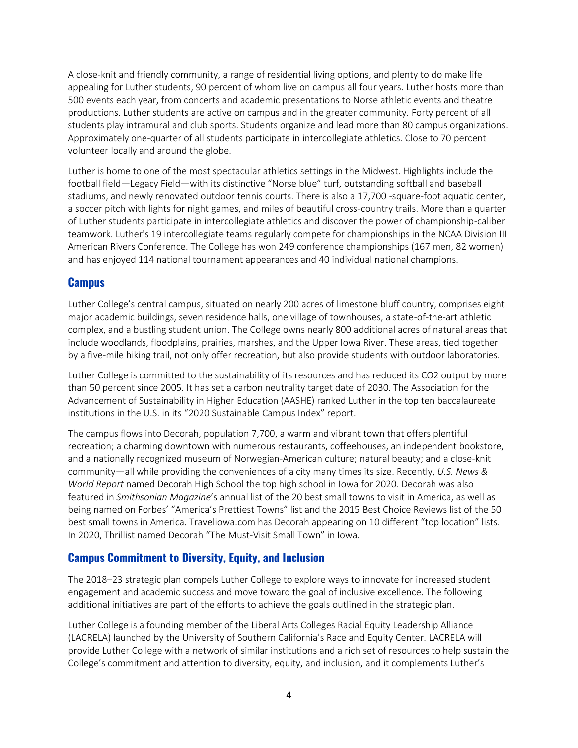A close-knit and friendly community, a range of residential living options, and plenty to do make life appealing for Luther students, 90 percent of whom live on campus all four years. Luther hosts more than 500 events each year, from concerts and academic presentations to Norse athletic events and theatre productions. Luther students are active on campus and in the greater community. Forty percent of all students play intramural and club sports. Students organize and lead more than 80 campus organizations. Approximately one-quarter of all students participate in intercollegiate athletics. Close to 70 percent volunteer locally and around the globe.

Luther is home to one of the most spectacular athletics settings in the Midwest. Highlights include the football field—Legacy Field—with its distinctive "Norse blue" turf, outstanding softball and baseball stadiums, and newly renovated outdoor tennis courts. There is also a 17,700 -square-foot aquatic center, a soccer pitch with lights for night games, and miles of beautiful cross-country trails. More than a quarter of Luther students participate in intercollegiate athletics and discover the power of championship-caliber teamwork. Luther's 19 intercollegiate teams regularly compete for championships in the NCAA Division III American Rivers Conference. The College has won 249 conference championships (167 men, 82 women) and has enjoyed 114 national tournament appearances and 40 individual national champions.

## Campus

Luther College's central campus, situated on nearly 200 acres of limestone bluff country, comprises eight major academic buildings, seven residence halls, one village of townhouses, a state-of-the-art athletic complex, and a bustling student union. The College owns nearly 800 additional acres of natural areas that include woodlands, floodplains, prairies, marshes, and the Upper Iowa River. These areas, tied together by a five-mile hiking trail, not only offer recreation, but also provide students with outdoor laboratories.

Luther College is committed to the sustainability of its resources and has reduced its $CO_2$ output by more than 50 percent since 2005. It has set a carbon neutrality target date of 2030. The Association for the Advancement of Sustainability in Higher Education (AASHE) ranked Luther in the top ten baccalaureate institutions in the U.S. in its "2020 Sustainable Campus Index" report.

The campus flows into Decorah, population 7,700, a warm and vibrant town that offers plentiful recreation; a charming downtown with numerous restaurants, coffeehouses, an independent bookstore, and a nationally recognized museum of Norwegian-American culture; natural beauty; and a close-knit community—all while providing the conveniences of a city many times its size. Recently, *U.S. News & World Report* named Decorah High School the top high school in Iowa for 2020. Decorah was also featured in *Smithsonian Magazine*'s annual list of the 20 best small towns to visit in America, as well as being named on Forbes' "America's Prettiest Towns" list and the 2015 Best Choice Reviews list of the 50 best small towns in America. Traveliowa.com has Decorah appearing on 10 different "top location" lists. In 2020, Thrillist named Decorah "The Must-Visit Small Town" in Iowa.

## Campus Commitment to Diversity, Equity, and Inclusion

The 2018–23 strategic plan compels Luther College to explore ways to innovate for increased student engagement and academic success and move toward the goal of inclusive excellence. The following additional initiatives are part of the efforts to achieve the goals outlined in the strategic plan.

Luther College is a founding member of the Liberal Arts Colleges Racial Equity Leadership Alliance (LACRELA) launched by the University of Southern California's Race and Equity Center. LACRELA will provide Luther College with a network of similar institutions and a rich set of resources to help sustain the College's commitment and attention to diversity, equity, and inclusion, and it complements Luther's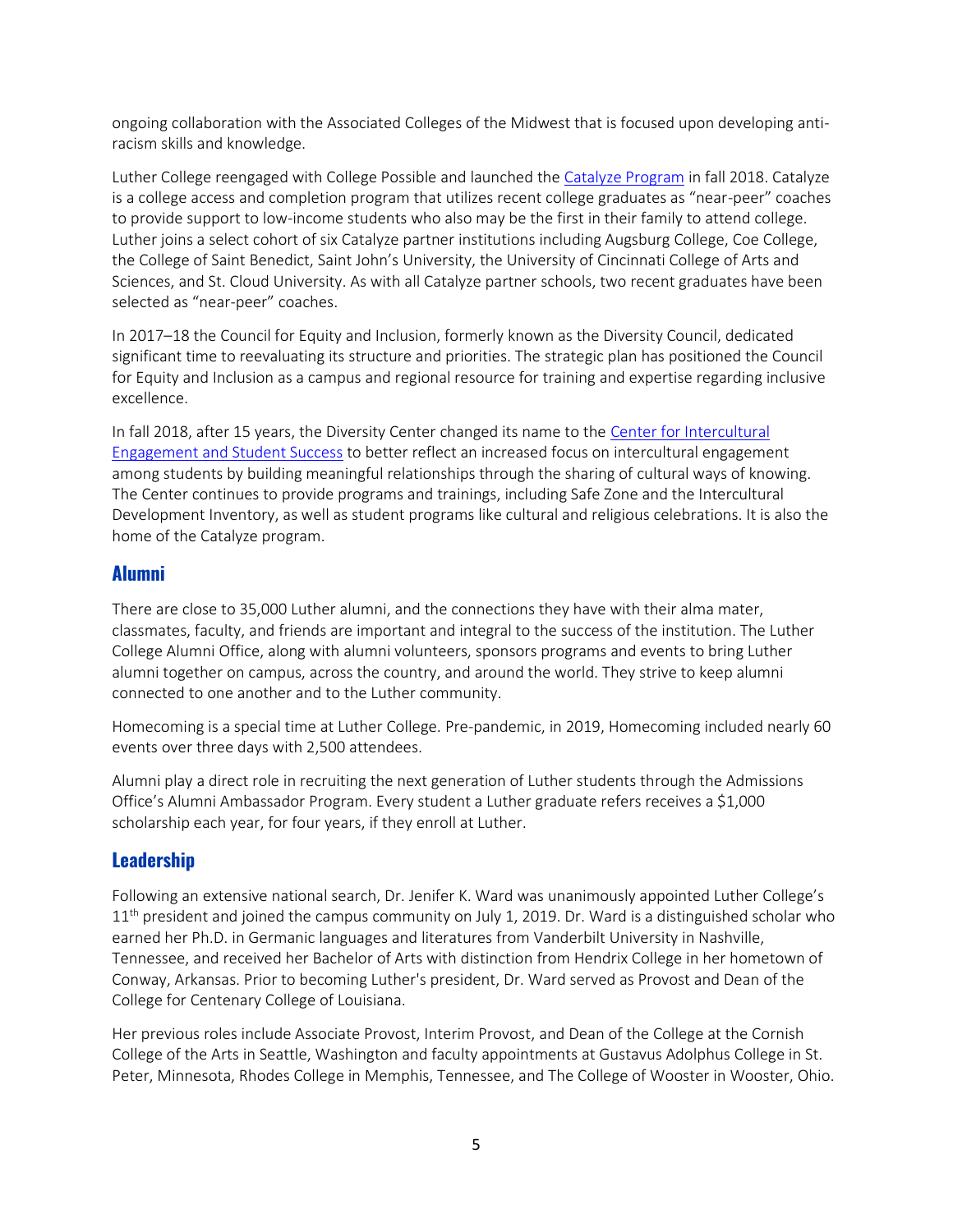ongoing collaboration with the Associated Colleges of the Midwest that is focused upon developing anti-racism skills and knowledge.

Luther College reengaged with College Possible and launched the Catalyze Program in fall 2018. Catalyze is a college access and completion program that utilizes recent college graduates as "near-peer" coaches to provide support to low-income students who also may be the first in their family to attend college. Luther joins a select cohort of six Catalyze partner institutions including Augsburg College, Coe College, the College of Saint Benedict, Saint John's University, the University of Cincinnati College of Arts and Sciences, and St. Cloud University. As with all Catalyze partner schools, two recent graduates have been selected as "near-peer" coaches.

In 2017–18 the Council for Equity and Inclusion, formerly known as the Diversity Council, dedicated significant time to reevaluating its structure and priorities. The strategic plan has positioned the Council for Equity and Inclusion as a campus and regional resource for training and expertise regarding inclusive excellence.

In fall 2018, after 15 years, the Diversity Center changed its name to the Center for Intercultural Engagement and Student Success to better reflect an increased focus on intercultural engagement among students by building meaningful relationships through the sharing of cultural ways of knowing. The Center continues to provide programs and trainings, including Safe Zone and the Intercultural Development Inventory, as well as student programs like cultural and religious celebrations. It is also the home of the Catalyze program.

## Alumni

There are close to 35,000 Luther alumni, and the connections they have with their alma mater, classmates, faculty, and friends are important and integral to the success of the institution. The Luther College Alumni Office, along with alumni volunteers, sponsors programs and events to bring Luther alumni together on campus, across the country, and around the world. They strive to keep alumni connected to one another and to the Luther community.

Homecoming is a special time at Luther College. Pre-pandemic, in 2019, Homecoming included nearly 60 events over three days with 2,500 attendees.

Alumni play a direct role in recruiting the next generation of Luther students through the Admissions Office's Alumni Ambassador Program. Every student a Luther graduate refers receives a $1,000 scholarship each year, for four years, if they enroll at Luther.

## Leadership

Following an extensive national search, Dr. Jenifer K. Ward was unanimously appointed Luther College's 11th president and joined the campus community on July 1, 2019. Dr. Ward is a distinguished scholar who earned her Ph.D. in Germanic languages and literatures from Vanderbilt University in Nashville, Tennessee, and received her Bachelor of Arts with distinction from Hendrix College in her hometown of Conway, Arkansas. Prior to becoming Luther's president, Dr. Ward served as Provost and Dean of the College for Centenary College of Louisiana.

Her previous roles include Associate Provost, Interim Provost, and Dean of the College at the Cornish College of the Arts in Seattle, Washington and faculty appointments at Gustavus Adolphus College in St. Peter, Minnesota, Rhodes College in Memphis, Tennessee, and The College of Wooster in Wooster, Ohio.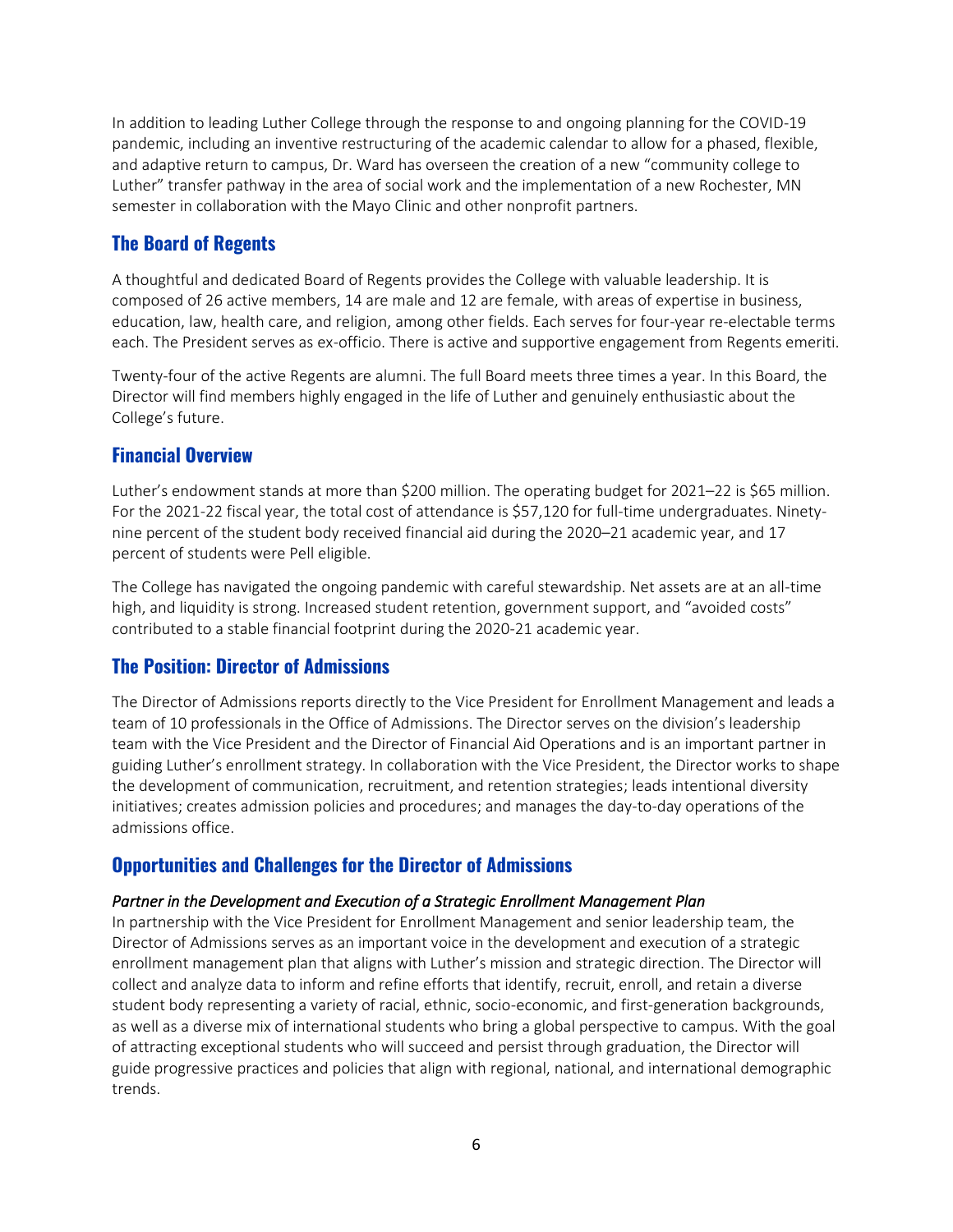In addition to leading Luther College through the response to and ongoing planning for the COVID-19 pandemic, including an inventive restructuring of the academic calendar to allow for a phased, flexible, and adaptive return to campus, Dr. Ward has overseen the creation of a new "community college to Luther" transfer pathway in the area of social work and the implementation of a new Rochester, MN semester in collaboration with the Mayo Clinic and other nonprofit partners.

## The Board of Regents

A thoughtful and dedicated Board of Regents provides the College with valuable leadership. It is composed of 26 active members, 14 are male and 12 are female, with areas of expertise in business, education, law, health care, and religion, among other fields. Each serves for four-year re-electable terms each. The President serves as ex-officio. There is active and supportive engagement from Regents emeriti.

Twenty-four of the active Regents are alumni. The full Board meets three times a year. In this Board, the Director will find members highly engaged in the life of Luther and genuinely enthusiastic about the College's future.

## Financial Overview

Luther's endowment stands at more than $200 million. The operating budget for 2021–22 is $65 million. For the 2021-22 fiscal year, the total cost of attendance is $57,120 for full-time undergraduates. Ninety-nine percent of the student body received financial aid during the 2020–21 academic year, and 17 percent of students were Pell eligible.

The College has navigated the ongoing pandemic with careful stewardship. Net assets are at an all-time high, and liquidity is strong. Increased student retention, government support, and "avoided costs" contributed to a stable financial footprint during the 2020-21 academic year.

## The Position: Director of Admissions

The Director of Admissions reports directly to the Vice President for Enrollment Management and leads a team of 10 professionals in the Office of Admissions. The Director serves on the division's leadership team with the Vice President and the Director of Financial Aid Operations and is an important partner in guiding Luther's enrollment strategy. In collaboration with the Vice President, the Director works to shape the development of communication, recruitment, and retention strategies; leads intentional diversity initiatives; creates admission policies and procedures; and manages the day-to-day operations of the admissions office.

## Opportunities and Challenges for the Director of Admissions

*Partner in the Development and Execution of a Strategic Enrollment Management Plan*

In partnership with the Vice President for Enrollment Management and senior leadership team, the Director of Admissions serves as an important voice in the development and execution of a strategic enrollment management plan that aligns with Luther's mission and strategic direction. The Director will collect and analyze data to inform and refine efforts that identify, recruit, enroll, and retain a diverse student body representing a variety of racial, ethnic, socio-economic, and first-generation backgrounds, as well as a diverse mix of international students who bring a global perspective to campus. With the goal of attracting exceptional students who will succeed and persist through graduation, the Director will guide progressive practices and policies that align with regional, national, and international demographic trends.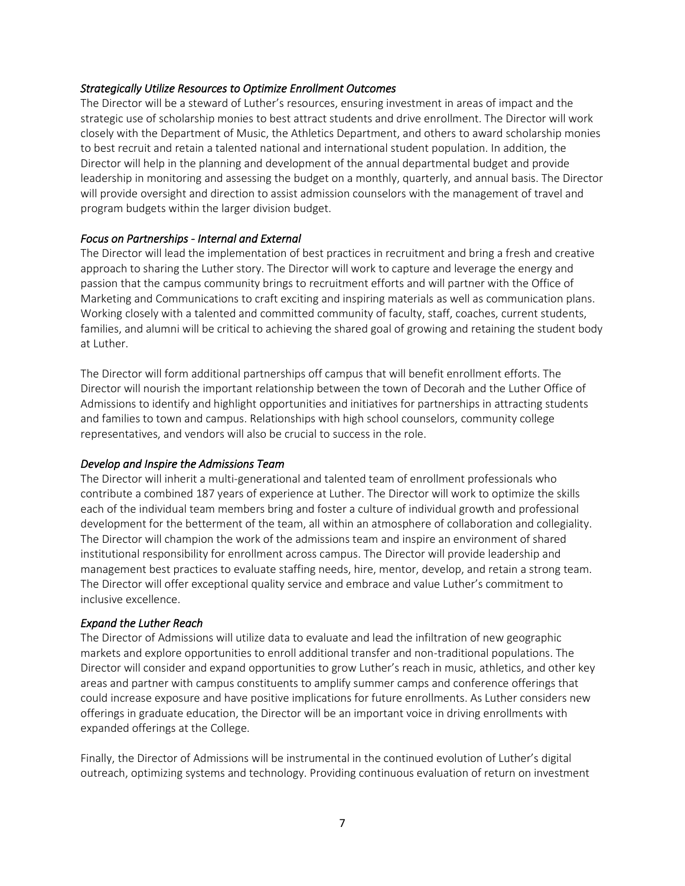*Strategically Utilize Resources to Optimize Enrollment Outcomes*

The Director will be a steward of Luther's resources, ensuring investment in areas of impact and the strategic use of scholarship monies to best attract students and drive enrollment. The Director will work closely with the Department of Music, the Athletics Department, and others to award scholarship monies to best recruit and retain a talented national and international student population. In addition, the Director will help in the planning and development of the annual departmental budget and provide leadership in monitoring and assessing the budget on a monthly, quarterly, and annual basis. The Director will provide oversight and direction to assist admission counselors with the management of travel and program budgets within the larger division budget.

*Focus on Partnerships - Internal and External*

The Director will lead the implementation of best practices in recruitment and bring a fresh and creative approach to sharing the Luther story. The Director will work to capture and leverage the energy and passion that the campus community brings to recruitment efforts and will partner with the Office of Marketing and Communications to craft exciting and inspiring materials as well as communication plans. Working closely with a talented and committed community of faculty, staff, coaches, current students, families, and alumni will be critical to achieving the shared goal of growing and retaining the student body at Luther.

The Director will form additional partnerships off campus that will benefit enrollment efforts. The Director will nourish the important relationship between the town of Decorah and the Luther Office of Admissions to identify and highlight opportunities and initiatives for partnerships in attracting students and families to town and campus. Relationships with high school counselors, community college representatives, and vendors will also be crucial to success in the role.

*Develop and Inspire the Admissions Team*

The Director will inherit a multi-generational and talented team of enrollment professionals who contribute a combined 187 years of experience at Luther. The Director will work to optimize the skills each of the individual team members bring and foster a culture of individual growth and professional development for the betterment of the team, all within an atmosphere of collaboration and collegiality. The Director will champion the work of the admissions team and inspire an environment of shared institutional responsibility for enrollment across campus. The Director will provide leadership and management best practices to evaluate staffing needs, hire, mentor, develop, and retain a strong team. The Director will offer exceptional quality service and embrace and value Luther's commitment to inclusive excellence.

*Expand the Luther Reach*

The Director of Admissions will utilize data to evaluate and lead the infiltration of new geographic markets and explore opportunities to enroll additional transfer and non-traditional populations. The Director will consider and expand opportunities to grow Luther's reach in music, athletics, and other key areas and partner with campus constituents to amplify summer camps and conference offerings that could increase exposure and have positive implications for future enrollments. As Luther considers new offerings in graduate education, the Director will be an important voice in driving enrollments with expanded offerings at the College.

Finally, the Director of Admissions will be instrumental in the continued evolution of Luther's digital outreach, optimizing systems and technology. Providing continuous evaluation of return on investment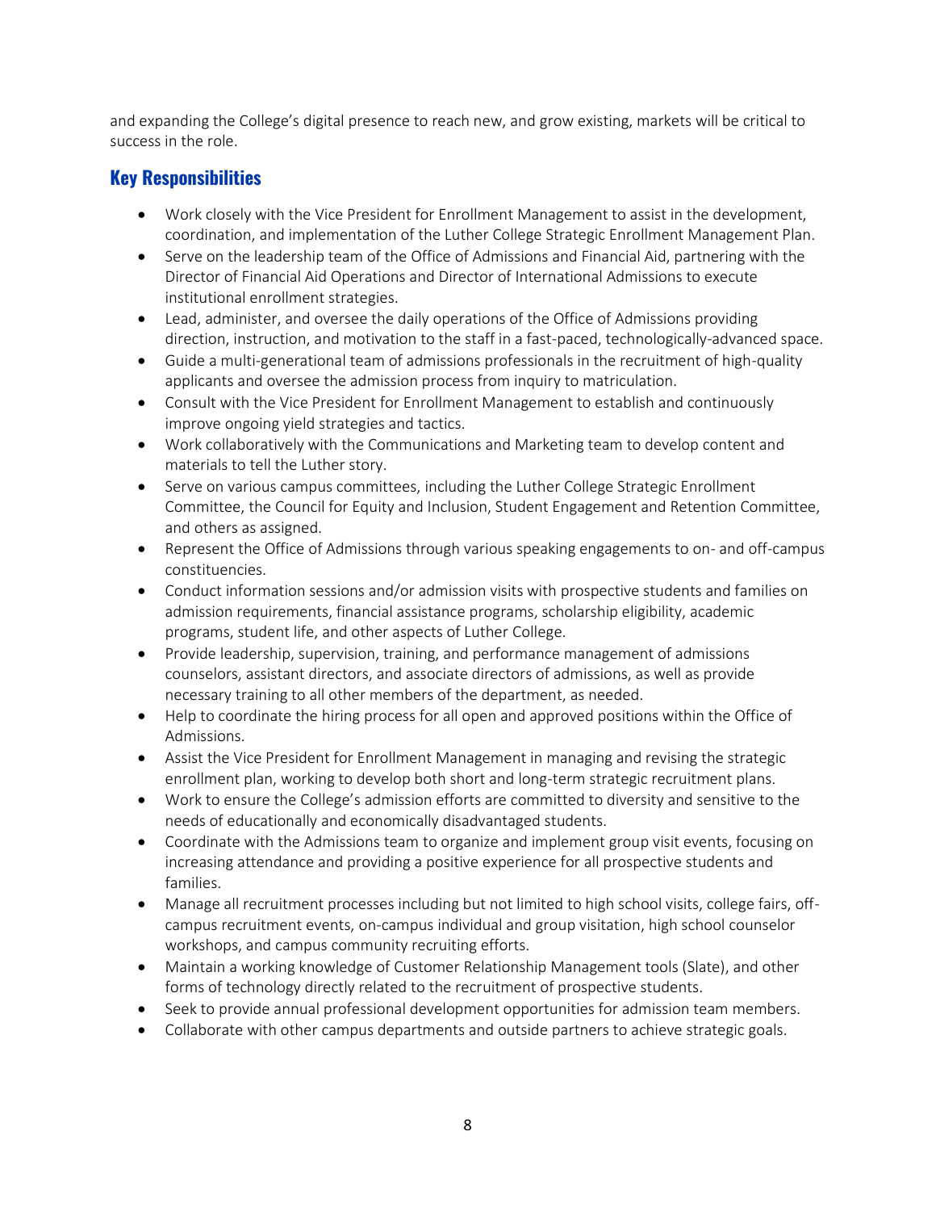and expanding the College's digital presence to reach new, and grow existing, markets will be critical to success in the role.

## Key Responsibilities

- Work closely with the Vice President for Enrollment Management to assist in the development, coordination, and implementation of the Luther College Strategic Enrollment Management Plan.
- Serve on the leadership team of the Office of Admissions and Financial Aid, partnering with the Director of Financial Aid Operations and Director of International Admissions to execute institutional enrollment strategies.
- Lead, administer, and oversee the daily operations of the Office of Admissions providing direction, instruction, and motivation to the staff in a fast-paced, technologically-advanced space.
- Guide a multi-generational team of admissions professionals in the recruitment of high-quality applicants and oversee the admission process from inquiry to matriculation.
- Consult with the Vice President for Enrollment Management to establish and continuously improve ongoing yield strategies and tactics.
- Work collaboratively with the Communications and Marketing team to develop content and materials to tell the Luther story.
- Serve on various campus committees, including the Luther College Strategic Enrollment Committee, the Council for Equity and Inclusion, Student Engagement and Retention Committee, and others as assigned.
- Represent the Office of Admissions through various speaking engagements to on- and off-campus constituencies.
- Conduct information sessions and/or admission visits with prospective students and families on admission requirements, financial assistance programs, scholarship eligibility, academic programs, student life, and other aspects of Luther College.
- Provide leadership, supervision, training, and performance management of admissions counselors, assistant directors, and associate directors of admissions, as well as provide necessary training to all other members of the department, as needed.
- Help to coordinate the hiring process for all open and approved positions within the Office of Admissions.
- Assist the Vice President for Enrollment Management in managing and revising the strategic enrollment plan, working to develop both short and long-term strategic recruitment plans.
- Work to ensure the College's admission efforts are committed to diversity and sensitive to the needs of educationally and economically disadvantaged students.
- Coordinate with the Admissions team to organize and implement group visit events, focusing on increasing attendance and providing a positive experience for all prospective students and families.
- Manage all recruitment processes including but not limited to high school visits, college fairs, off-campus recruitment events, on-campus individual and group visitation, high school counselor workshops, and campus community recruiting efforts.
- Maintain a working knowledge of Customer Relationship Management tools (Slate), and other forms of technology directly related to the recruitment of prospective students.
- Seek to provide annual professional development opportunities for admission team members.
- Collaborate with other campus departments and outside partners to achieve strategic goals.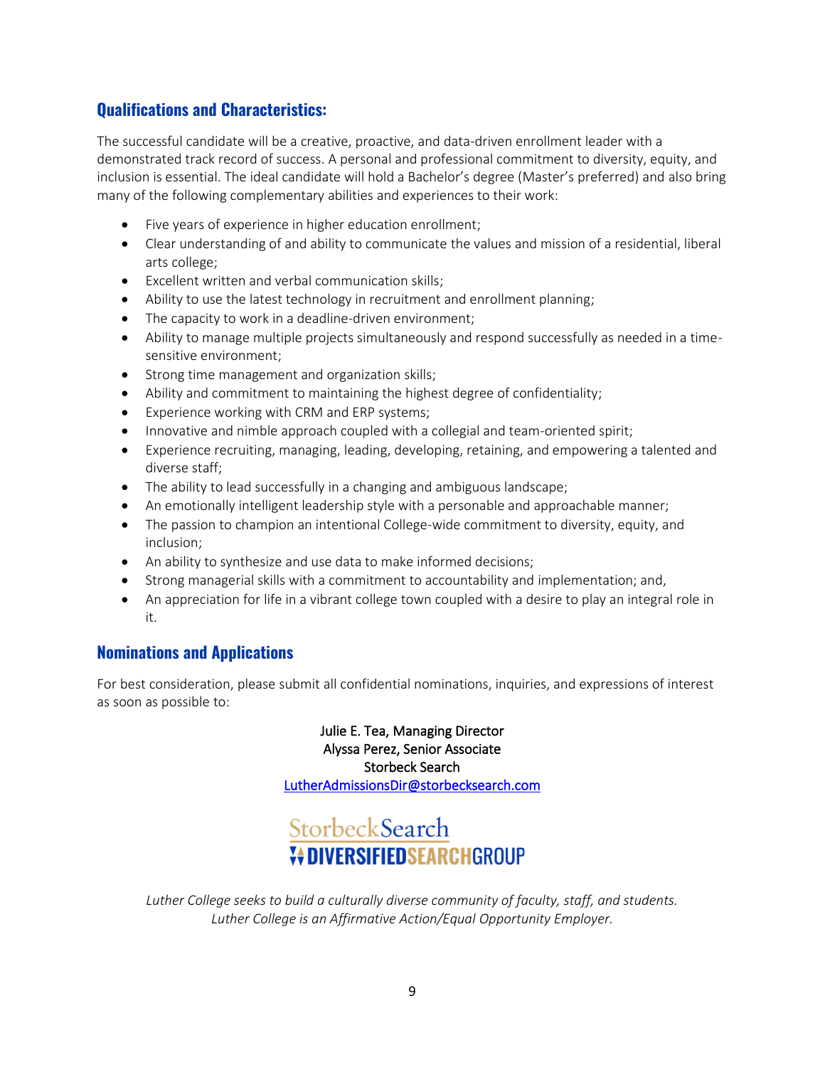## Qualifications and Characteristics:

The successful candidate will be a creative, proactive, and data-driven enrollment leader with a demonstrated track record of success. A personal and professional commitment to diversity, equity, and inclusion is essential. The ideal candidate will hold a Bachelor's degree (Master's preferred) and also bring many of the following complementary abilities and experiences to their work:

- Five years of experience in higher education enrollment;
- Clear understanding of and ability to communicate the values and mission of a residential, liberal arts college;
- Excellent written and verbal communication skills;
- Ability to use the latest technology in recruitment and enrollment planning;
- The capacity to work in a deadline-driven environment;
- Ability to manage multiple projects simultaneously and respond successfully as needed in a time-sensitive environment;
- Strong time management and organization skills;
- Ability and commitment to maintaining the highest degree of confidentiality;
- Experience working with CRM and ERP systems;
- Innovative and nimble approach coupled with a collegial and team-oriented spirit;
- Experience recruiting, managing, leading, developing, retaining, and empowering a talented and diverse staff;
- The ability to lead successfully in a changing and ambiguous landscape;
- An emotionally intelligent leadership style with a personable and approachable manner;
- The passion to champion an intentional College-wide commitment to diversity, equity, and inclusion;
- An ability to synthesize and use data to make informed decisions;
- Strong managerial skills with a commitment to accountability and implementation; and,
- An appreciation for life in a vibrant college town coupled with a desire to play an integral role in it.

## Nominations and Applications

For best consideration, please submit all confidential nominations, inquiries, and expressions of interest as soon as possible to:

Julie E. Tea, Managing Director
Alyssa Perez, Senior Associate
Storbeck Search
LutherAdmissionsDir@storbecksearch.com

StorbeckSearch
DIVERSIFIEDSEARCHGROUP

*Luther College seeks to build a culturally diverse community of faculty, staff, and students. Luther College is an Affirmative Action/Equal Opportunity Employer.*